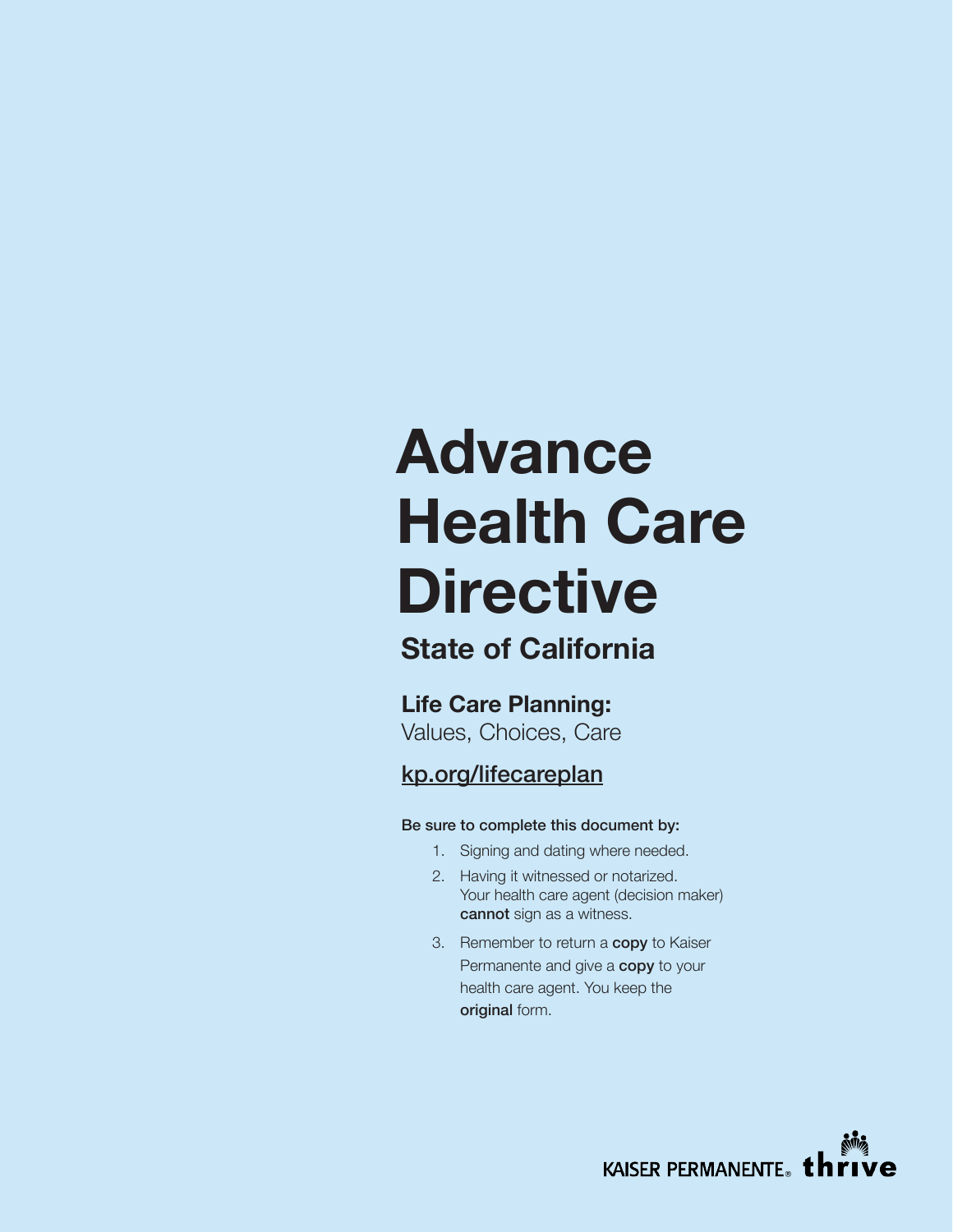# Advance Health Care Directive

## State of California

**Life Care Planning:**
Values, Choices, Care

kp.org/lifecareplan

**Be sure to complete this document by:**

1. Signing and dating where needed.
2. Having it witnessed or notarized. Your health care agent (decision maker) **cannot** sign as a witness.
3. Remember to return a **copy** to Kaiser Permanente and give a **copy** to your health care agent. You keep the **original** form.

KAISER PERMANENTE® thrive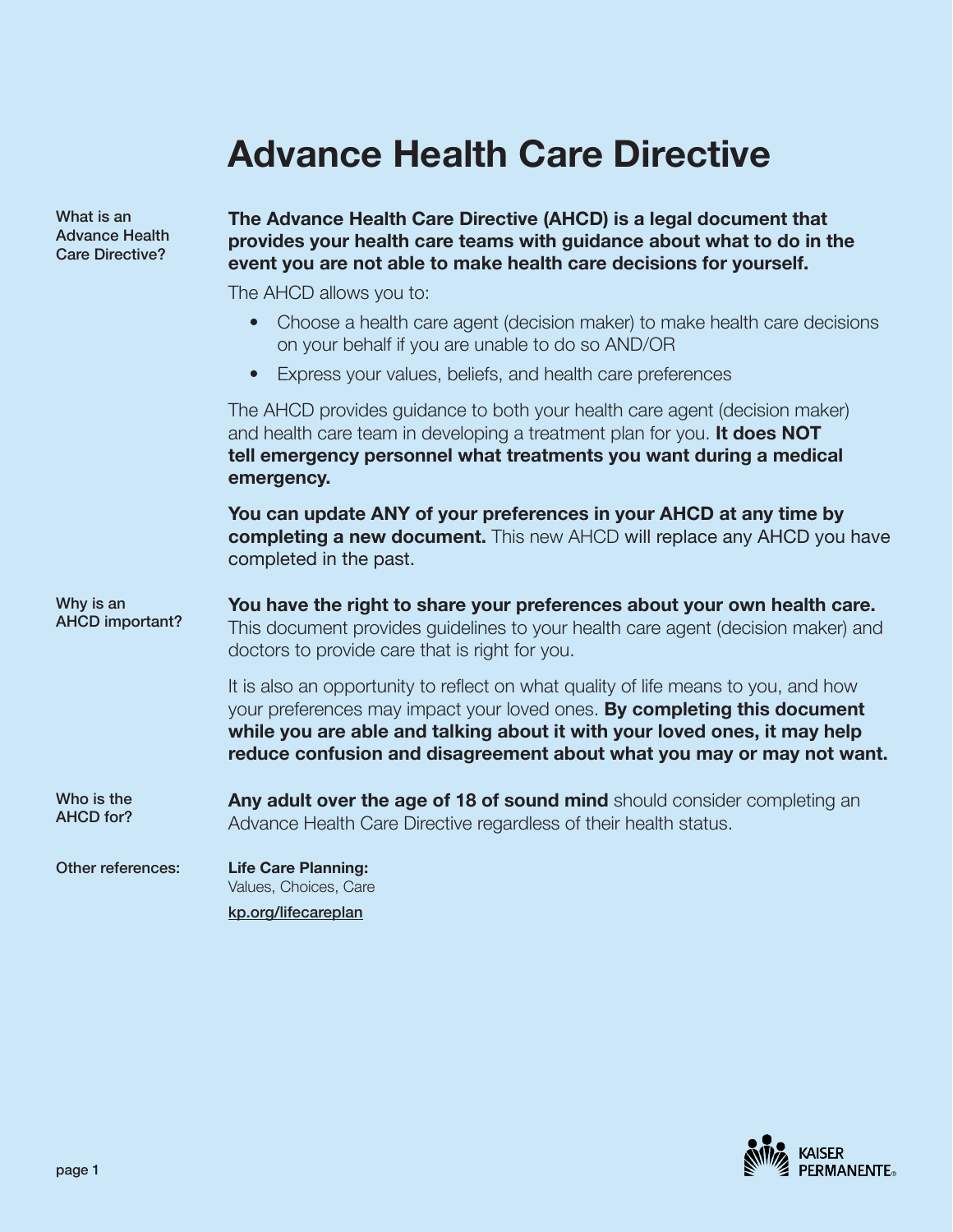# Advance Health Care Directive

## What is an Advance Health Care Directive?

**The Advance Health Care Directive (AHCD) is a legal document that provides your health care teams with guidance about what to do in the event you are not able to make health care decisions for yourself.**

The AHCD allows you to:

- Choose a health care agent (decision maker) to make health care decisions on your behalf if you are unable to do so AND/OR
- Express your values, beliefs, and health care preferences

The AHCD provides guidance to both your health care agent (decision maker) and health care team in developing a treatment plan for you. **It does NOT tell emergency personnel what treatments you want during a medical emergency.**

**You can update ANY of your preferences in your AHCD at any time by completing a new document.** This new AHCD will replace any AHCD you have completed in the past.

## Why is an AHCD important?

**You have the right to share your preferences about your own health care.** This document provides guidelines to your health care agent (decision maker) and doctors to provide care that is right for you.

It is also an opportunity to reflect on what quality of life means to you, and how your preferences may impact your loved ones. **By completing this document while you are able and talking about it with your loved ones, it may help reduce confusion and disagreement about what you may or may not want.**

## Who is the AHCD for?

**Any adult over the age of 18 of sound mind** should consider completing an Advance Health Care Directive regardless of their health status.

## Other references:

**Life Care Planning:**
Values, Choices, Care

kp.org/lifecareplan

KAISER PERMANENTE®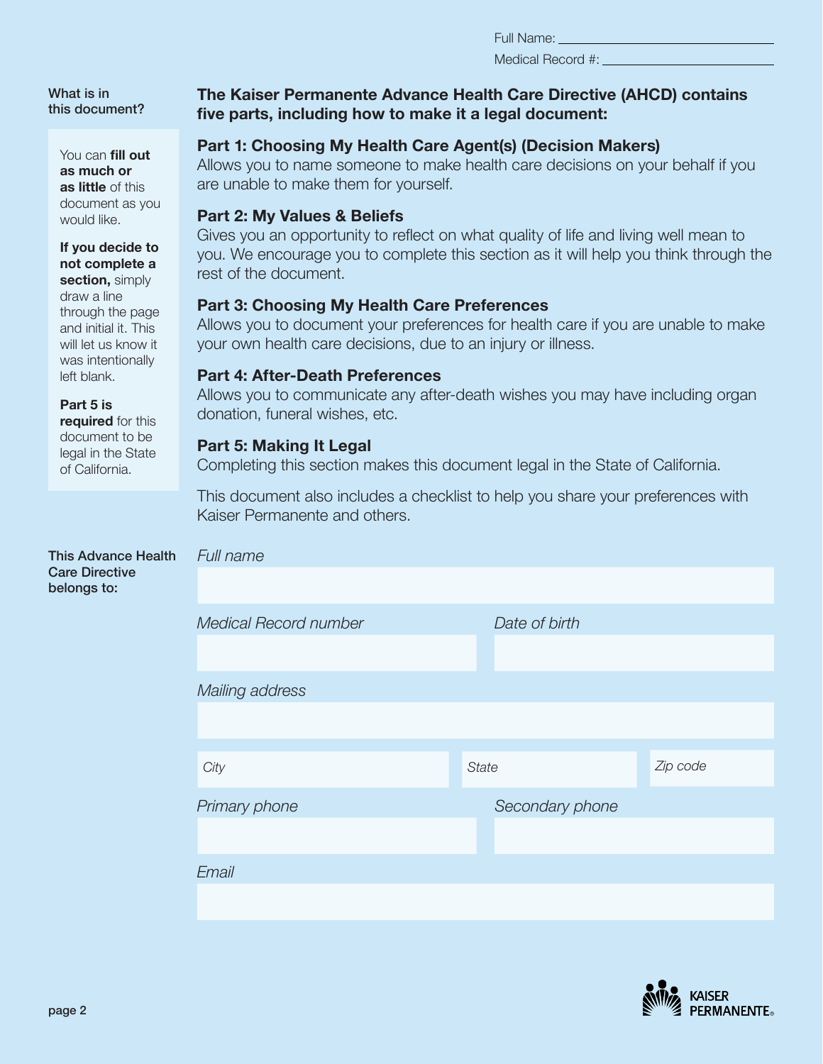Full Name: ______________________

Medical Record #: ______________________

**What is in this document?**

You can **fill out as much or as little** of this document as you would like.

**If you decide to not complete a section,** simply draw a line through the page and initial it. This will let us know it was intentionally left blank.

**Part 5 is required** for this document to be legal in the State of California.

## The Kaiser Permanente Advance Health Care Directive (AHCD) contains five parts, including how to make it a legal document:

### Part 1: Choosing My Health Care Agent(s) (Decision Makers)

Allows you to name someone to make health care decisions on your behalf if you are unable to make them for yourself.

### Part 2: My Values & Beliefs

Gives you an opportunity to reflect on what quality of life and living well mean to you. We encourage you to complete this section as it will help you think through the rest of the document.

### Part 3: Choosing My Health Care Preferences

Allows you to document your preferences for health care if you are unable to make your own health care decisions, due to an injury or illness.

### Part 4: After-Death Preferences

Allows you to communicate any after-death wishes you may have including organ donation, funeral wishes, etc.

### Part 5: Making It Legal

Completing this section makes this document legal in the State of California.

This document also includes a checklist to help you share your preferences with Kaiser Permanente and others.

**This Advance Health Care Directive belongs to:**

*Full name*

*Medical Record number*

*Date of birth*

*Mailing address*

*City*

*State*

*Zip code*

*Primary phone*

*Secondary phone*

*Email*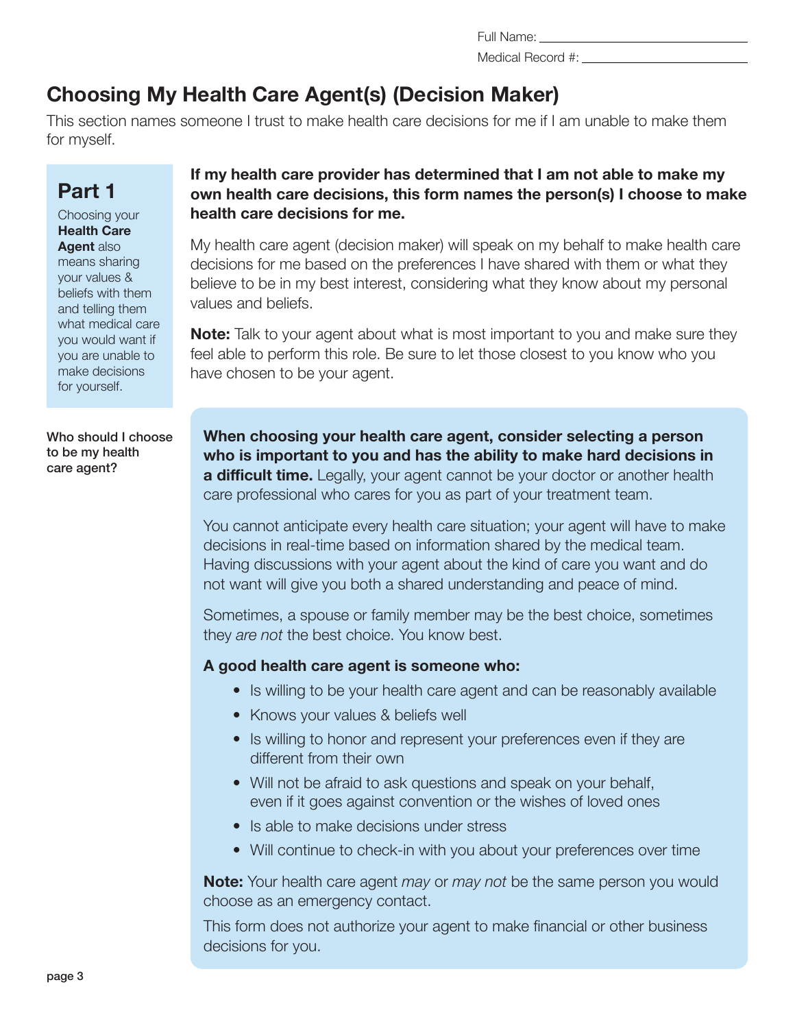Full Name: ____________________

Medical Record #: ____________________

# Choosing My Health Care Agent(s) (Decision Maker)

This section names someone I trust to make health care decisions for me if I am unable to make them for myself.

## Part 1

Choosing your **Health Care Agent** also means sharing your values & beliefs with them and telling them what medical care you would want if you are unable to make decisions for yourself.

**If my health care provider has determined that I am not able to make my own health care decisions, this form names the person(s) I choose to make health care decisions for me.**

My health care agent (decision maker) will speak on my behalf to make health care decisions for me based on the preferences I have shared with them or what they believe to be in my best interest, considering what they know about my personal values and beliefs.

**Note:** Talk to your agent about what is most important to you and make sure they feel able to perform this role. Be sure to let those closest to you know who you have chosen to be your agent.

**Who should I choose to be my health care agent?**

**When choosing your health care agent, consider selecting a person who is important to you and has the ability to make hard decisions in a difficult time.** Legally, your agent cannot be your doctor or another health care professional who cares for you as part of your treatment team.

You cannot anticipate every health care situation; your agent will have to make decisions in real-time based on information shared by the medical team. Having discussions with your agent about the kind of care you want and do not want will give you both a shared understanding and peace of mind.

Sometimes, a spouse or family member may be the best choice, sometimes they *are not* the best choice. You know best.

**A good health care agent is someone who:**

- Is willing to be your health care agent and can be reasonably available
- Knows your values & beliefs well
- Is willing to honor and represent your preferences even if they are different from their own
- Will not be afraid to ask questions and speak on your behalf, even if it goes against convention or the wishes of loved ones
- Is able to make decisions under stress
- Will continue to check-in with you about your preferences over time

**Note:** Your health care agent *may* or *may not* be the same person you would choose as an emergency contact.

This form does not authorize your agent to make financial or other business decisions for you.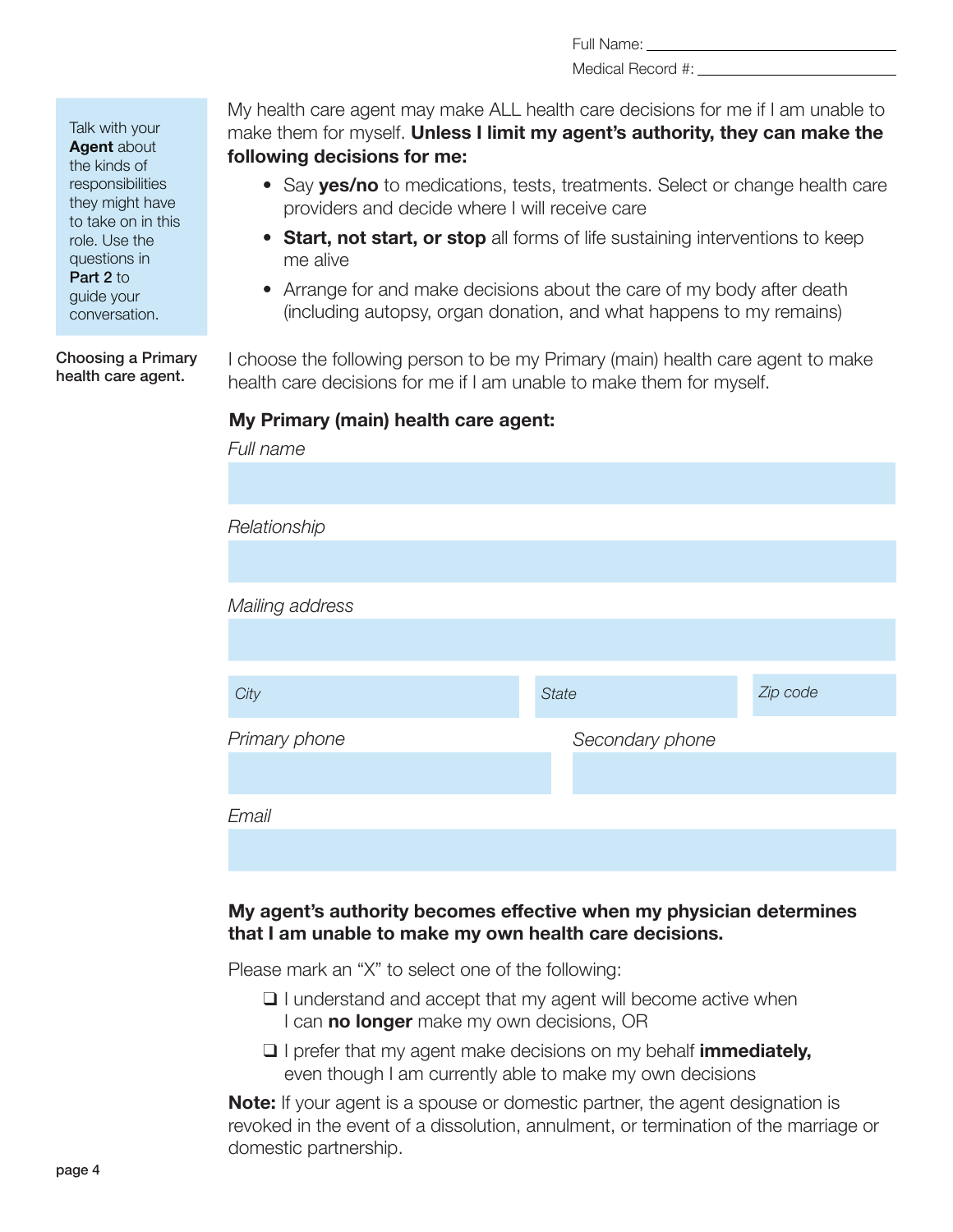Full Name: ______________________________

Medical Record #: ______________________________

Talk with your **Agent** about the kinds of responsibilities they might have to take on in this role. Use the questions in **Part 2** to guide your conversation.

My health care agent may make ALL health care decisions for me if I am unable to make them for myself. **Unless I limit my agent's authority, they can make the following decisions for me:**

- Say **yes/no** to medications, tests, treatments. Select or change health care providers and decide where I will receive care
- **Start, not start, or stop** all forms of life sustaining interventions to keep me alive
- Arrange for and make decisions about the care of my body after death (including autopsy, organ donation, and what happens to my remains)

**Choosing a Primary health care agent.**

I choose the following person to be my Primary (main) health care agent to make health care decisions for me if I am unable to make them for myself.

**My Primary (main) health care agent:**

*Full name*

______________________________

*Relationship*

______________________________

*Mailing address*

______________________________

*City* ______________ *State* ______________ *Zip code* ______________

*Primary phone* ______________ *Secondary phone* ______________

*Email*

______________________________

**My agent's authority becomes effective when my physician determines that I am unable to make my own health care decisions.**

Please mark an "X" to select one of the following:

- ❑ I understand and accept that my agent will become active when I can **no longer** make my own decisions, OR
- ❑ I prefer that my agent make decisions on my behalf **immediately,** even though I am currently able to make my own decisions

**Note:** If your agent is a spouse or domestic partner, the agent designation is revoked in the event of a dissolution, annulment, or termination of the marriage or domestic partnership.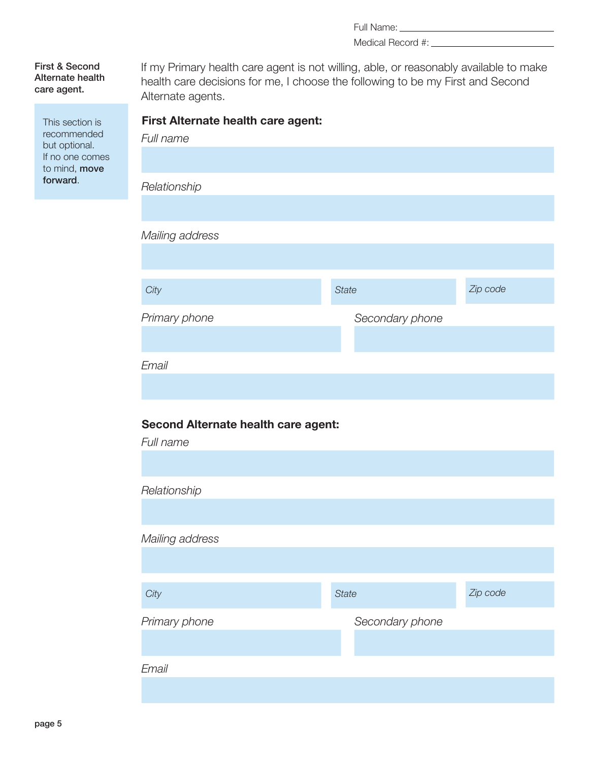Full Name: ______________________________

Medical Record #: ______________________________

**First & Second Alternate health care agent.**

This section is recommended but optional. If no one comes to mind, **move forward**.

If my Primary health care agent is not willing, able, or reasonably available to make health care decisions for me, I choose the following to be my First and Second Alternate agents.

**First Alternate health care agent:**

*Full name*

*Relationship*

*Mailing address*

| *City* | *State* | *Zip code* |
|---|---|---|
| | | |

| *Primary phone* | *Secondary phone* |
|---|---|
| | |

*Email*

**Second Alternate health care agent:**

*Full name*

*Relationship*

*Mailing address*

| *City* | *State* | *Zip code* |
|---|---|---|
| | | |

| *Primary phone* | *Secondary phone* |
|---|---|
| | |

*Email*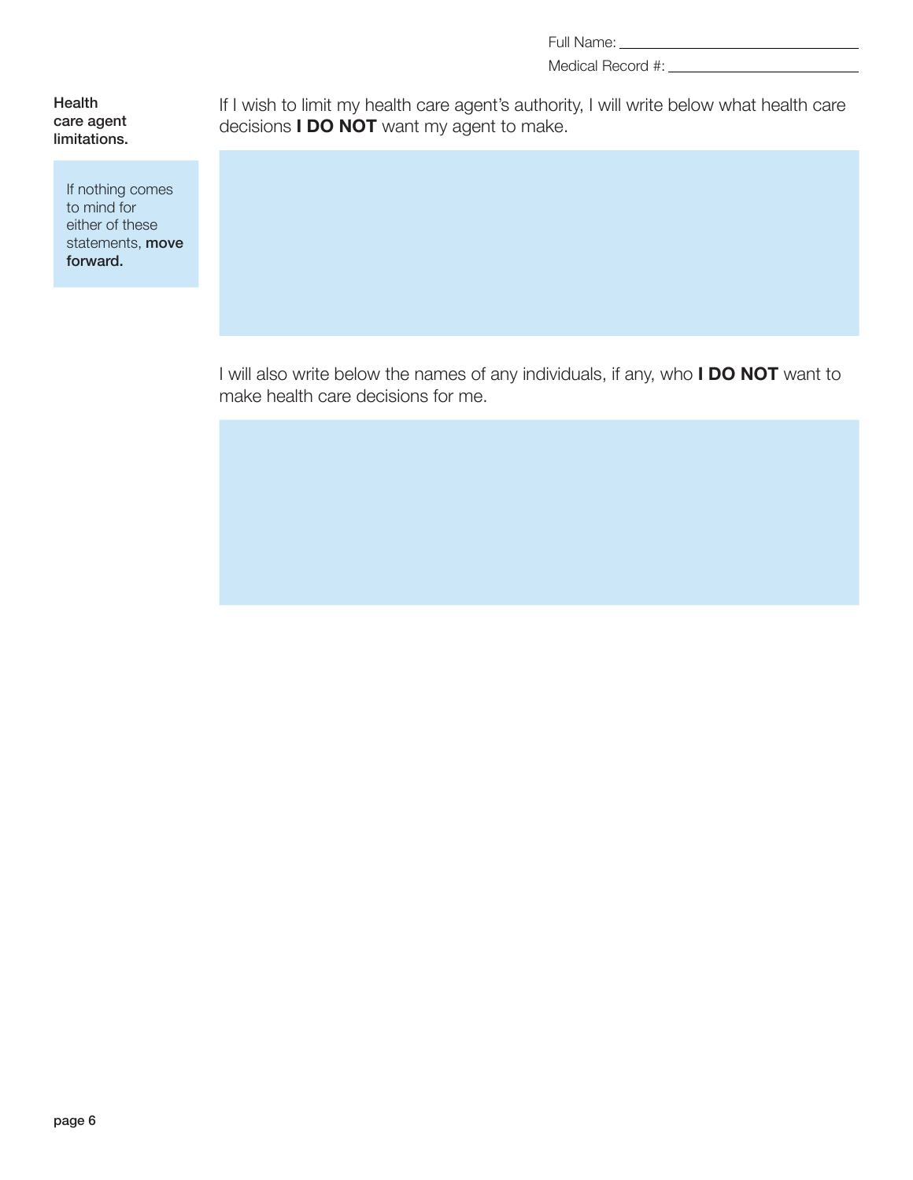Full Name: ____________________

Medical Record #: ____________________

**Health care agent limitations.**

If nothing comes to mind for either of these statements, **move forward.**

If I wish to limit my health care agent's authority, I will write below what health care decisions **I DO NOT** want my agent to make.

I will also write below the names of any individuals, if any, who **I DO NOT** want to make health care decisions for me.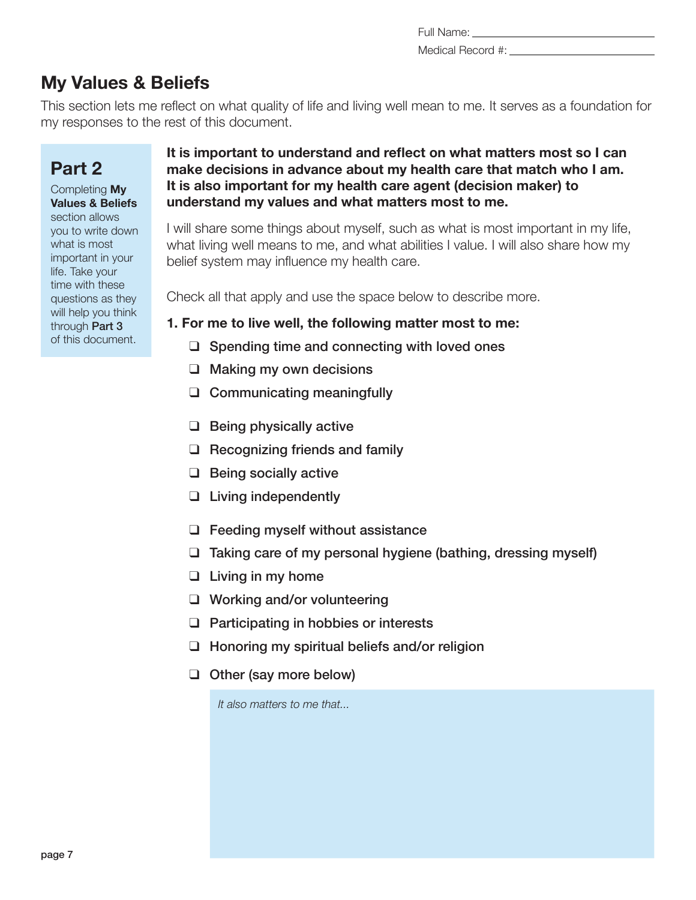Full Name: ______________________

Medical Record #: ______________________

# My Values & Beliefs

This section lets me reflect on what quality of life and living well mean to me. It serves as a foundation for my responses to the rest of this document.

## Part 2

Completing **My Values & Beliefs** section allows you to write down what is most important in your life. Take your time with these questions as they will help you think through **Part 3** of this document.

**It is important to understand and reflect on what matters most so I can make decisions in advance about my health care that match who I am. It is also important for my health care agent (decision maker) to understand my values and what matters most to me.**

I will share some things about myself, such as what is most important in my life, what living well means to me, and what abilities I value. I will also share how my belief system may influence my health care.

Check all that apply and use the space below to describe more.

**1. For me to live well, the following matter most to me:**

- ☐ Spending time and connecting with loved ones
- ☐ Making my own decisions
- ☐ Communicating meaningfully
- ☐ Being physically active
- ☐ Recognizing friends and family
- ☐ Being socially active
- ☐ Living independently
- ☐ Feeding myself without assistance
- ☐ Taking care of my personal hygiene (bathing, dressing myself)
- ☐ Living in my home
- ☐ Working and/or volunteering
- ☐ Participating in hobbies or interests
- ☐ Honoring my spiritual beliefs and/or religion
- ☐ Other (say more below)

*It also matters to me that...*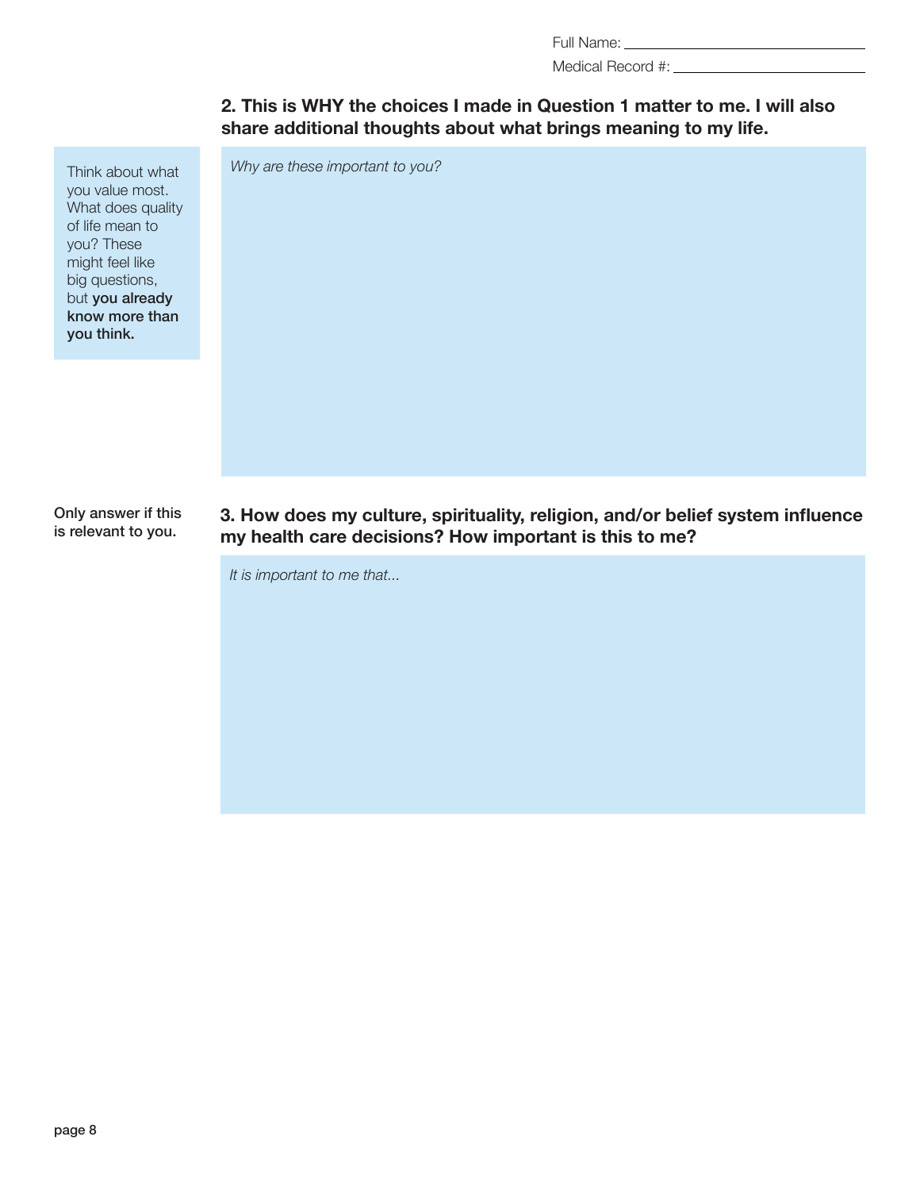Full Name: ______________________________

Medical Record #: ______________________________

## 2. This is WHY the choices I made in Question 1 matter to me. I will also share additional thoughts about what brings meaning to my life.

Think about what you value most. What does quality of life mean to you? These might feel like big questions, but **you already know more than you think.**

*Why are these important to you?*

**Only answer if this is relevant to you.**

## 3. How does my culture, spirituality, religion, and/or belief system influence my health care decisions? How important is this to me?

*It is important to me that...*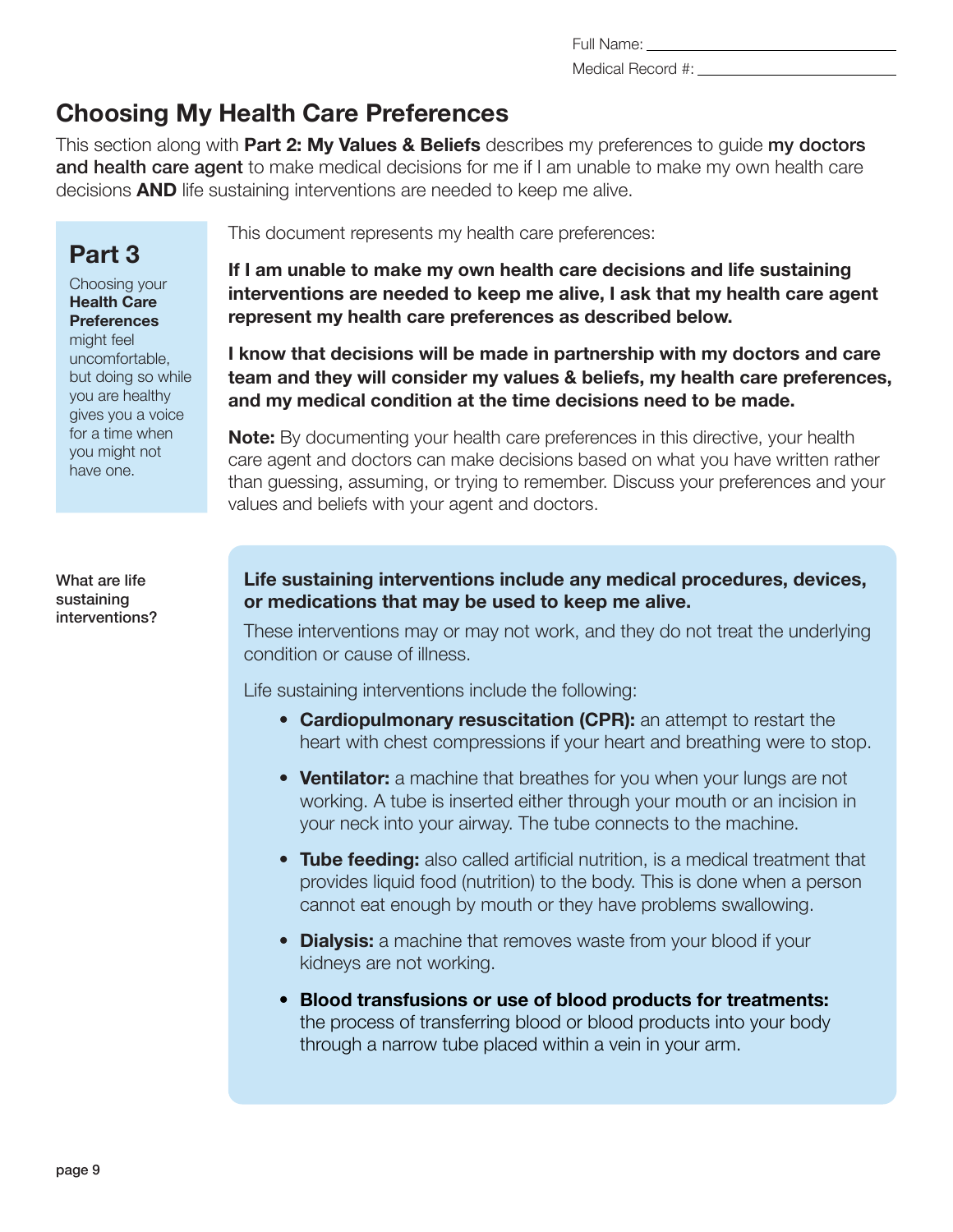Full Name: ______________________

Medical Record #: ______________________

# Choosing My Health Care Preferences

This section along with **Part 2: My Values & Beliefs** describes my preferences to guide **my doctors and health care agent** to make medical decisions for me if I am unable to make my own health care decisions **AND** life sustaining interventions are needed to keep me alive.

## Part 3

Choosing your **Health Care Preferences** might feel uncomfortable, but doing so while you are healthy gives you a voice for a time when you might not have one.

This document represents my health care preferences:

**If I am unable to make my own health care decisions and life sustaining interventions are needed to keep me alive, I ask that my health care agent represent my health care preferences as described below.**

**I know that decisions will be made in partnership with my doctors and care team and they will consider my values & beliefs, my health care preferences, and my medical condition at the time decisions need to be made.**

**Note:** By documenting your health care preferences in this directive, your health care agent and doctors can make decisions based on what you have written rather than guessing, assuming, or trying to remember. Discuss your preferences and your values and beliefs with your agent and doctors.

**What are life sustaining interventions?**

**Life sustaining interventions include any medical procedures, devices, or medications that may be used to keep me alive.**

These interventions may or may not work, and they do not treat the underlying condition or cause of illness.

Life sustaining interventions include the following:

- **Cardiopulmonary resuscitation (CPR):** an attempt to restart the heart with chest compressions if your heart and breathing were to stop.
- **Ventilator:** a machine that breathes for you when your lungs are not working. A tube is inserted either through your mouth or an incision in your neck into your airway. The tube connects to the machine.
- **Tube feeding:** also called artificial nutrition, is a medical treatment that provides liquid food (nutrition) to the body. This is done when a person cannot eat enough by mouth or they have problems swallowing.
- **Dialysis:** a machine that removes waste from your blood if your kidneys are not working.
- **Blood transfusions or use of blood products for treatments:** the process of transferring blood or blood products into your body through a narrow tube placed within a vein in your arm.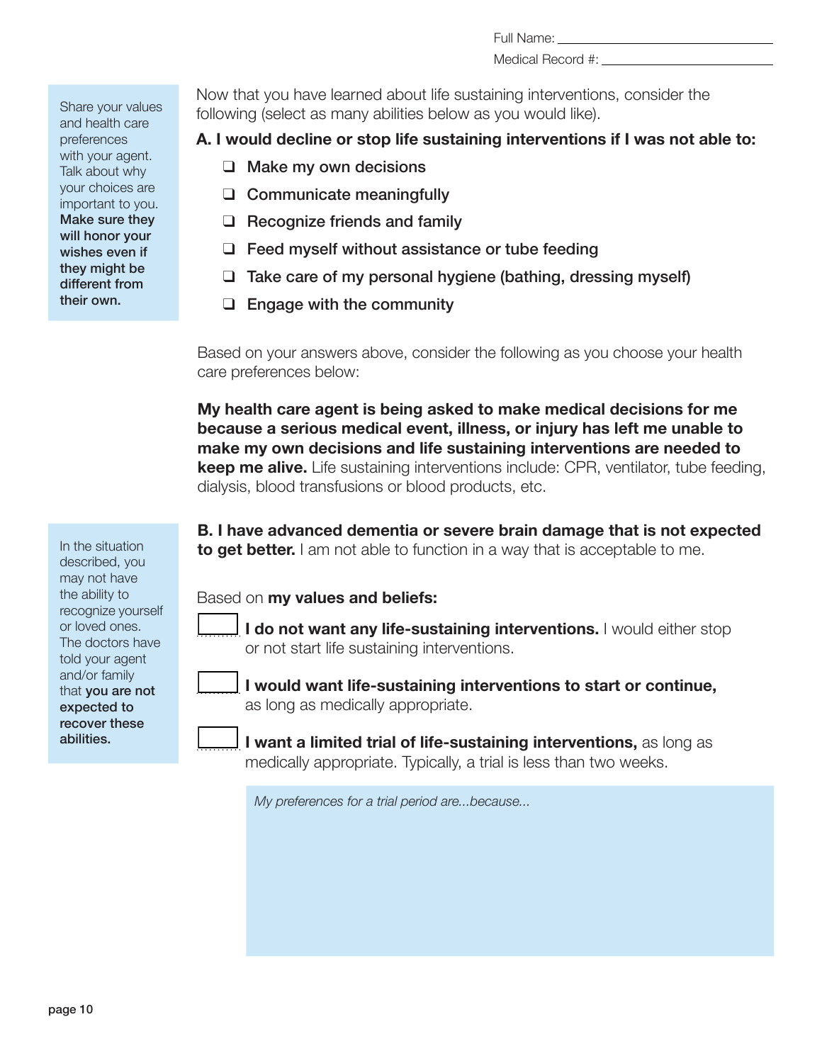Full Name: ______________________

Medical Record #: ______________________

Share your values and health care preferences with your agent. Talk about why your choices are important to you. **Make sure they will honor your wishes even if they might be different from their own.**

Now that you have learned about life sustaining interventions, consider the following (select as many abilities below as you would like).

**A. I would decline or stop life sustaining interventions if I was not able to:**

- ❑ Make my own decisions
- ❑ Communicate meaningfully
- ❑ Recognize friends and family
- ❑ Feed myself without assistance or tube feeding
- ❑ Take care of my personal hygiene (bathing, dressing myself)
- ❑ Engage with the community

Based on your answers above, consider the following as you choose your health care preferences below:

**My health care agent is being asked to make medical decisions for me because a serious medical event, illness, or injury has left me unable to make my own decisions and life sustaining interventions are needed to keep me alive.** Life sustaining interventions include: CPR, ventilator, tube feeding, dialysis, blood transfusions or blood products, etc.

In the situation described, you may not have the ability to recognize yourself or loved ones. The doctors have told your agent and/or family that **you are not expected to recover these abilities.**

**B. I have advanced dementia or severe brain damage that is not expected to get better.** I am not able to function in a way that is acceptable to me.

Based on **my values and beliefs:**

☐ **I do not want any life-sustaining interventions.** I would either stop or not start life sustaining interventions.

☐ **I would want life-sustaining interventions to start or continue,** as long as medically appropriate.

☐ **I want a limited trial of life-sustaining interventions,** as long as medically appropriate. Typically, a trial is less than two weeks.

*My preferences for a trial period are...because...*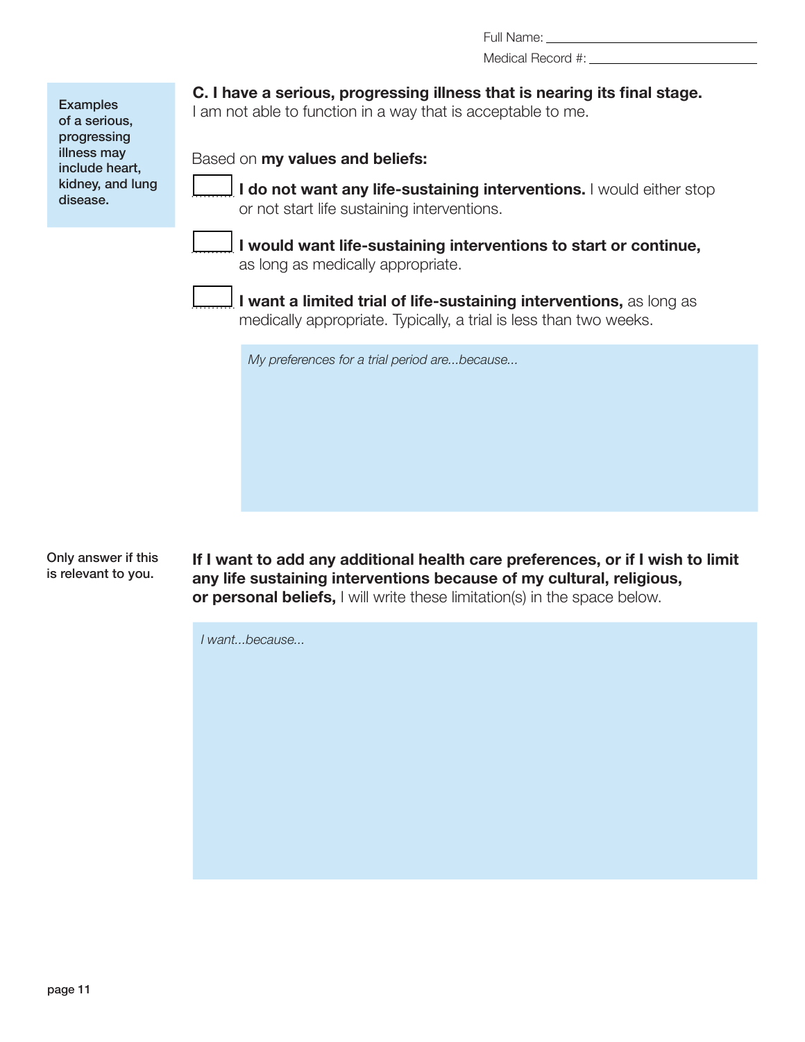Full Name: ______________________________

Medical Record #: ______________________________

Examples of a serious, progressing illness may include heart, kidney, and lung disease.

**C. I have a serious, progressing illness that is nearing its final stage.**
I am not able to function in a way that is acceptable to me.

Based on **my values and beliefs:**

- [ ] **I do not want any life-sustaining interventions.** I would either stop or not start life sustaining interventions.
- [ ] **I would want life-sustaining interventions to start or continue,** as long as medically appropriate.
- [ ] **I want a limited trial of life-sustaining interventions,** as long as medically appropriate. Typically, a trial is less than two weeks.

*My preferences for a trial period are...because...*

Only answer if this is relevant to you.

**If I want to add any additional health care preferences, or if I wish to limit any life sustaining interventions because of my cultural, religious, or personal beliefs,** I will write these limitation(s) in the space below.

*I want...because...*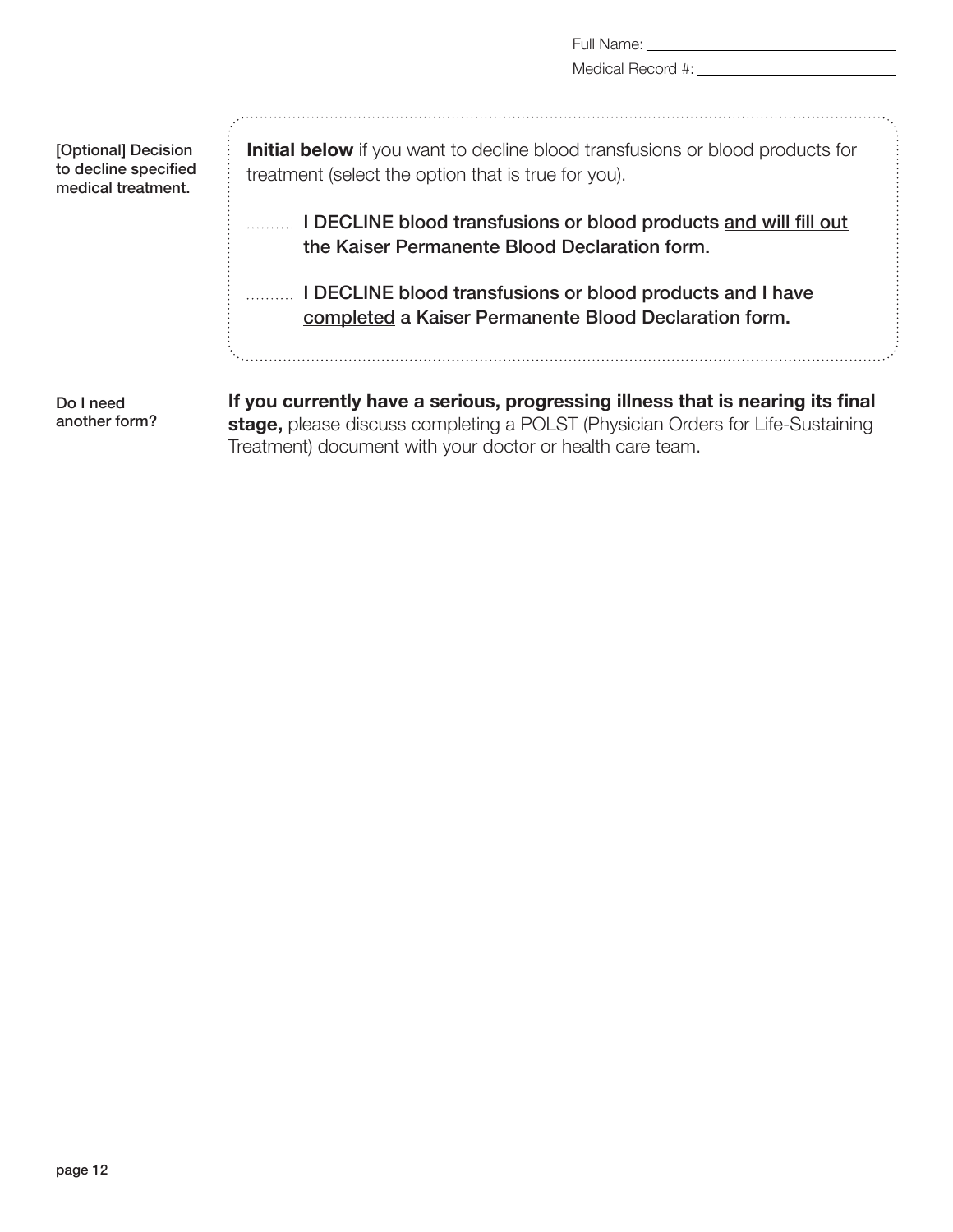Full Name: ______________________

Medical Record #: ______________________

**[Optional] Decision to decline specified medical treatment.**

**Initial below** if you want to decline blood transfusions or blood products for treatment (select the option that is true for you).

.......... **I DECLINE blood transfusions or blood products and will fill out the Kaiser Permanente Blood Declaration form.**

.......... **I DECLINE blood transfusions or blood products and I have completed a Kaiser Permanente Blood Declaration form.**

**Do I need another form?**

**If you currently have a serious, progressing illness that is nearing its final stage,** please discuss completing a POLST (Physician Orders for Life-Sustaining Treatment) document with your doctor or health care team.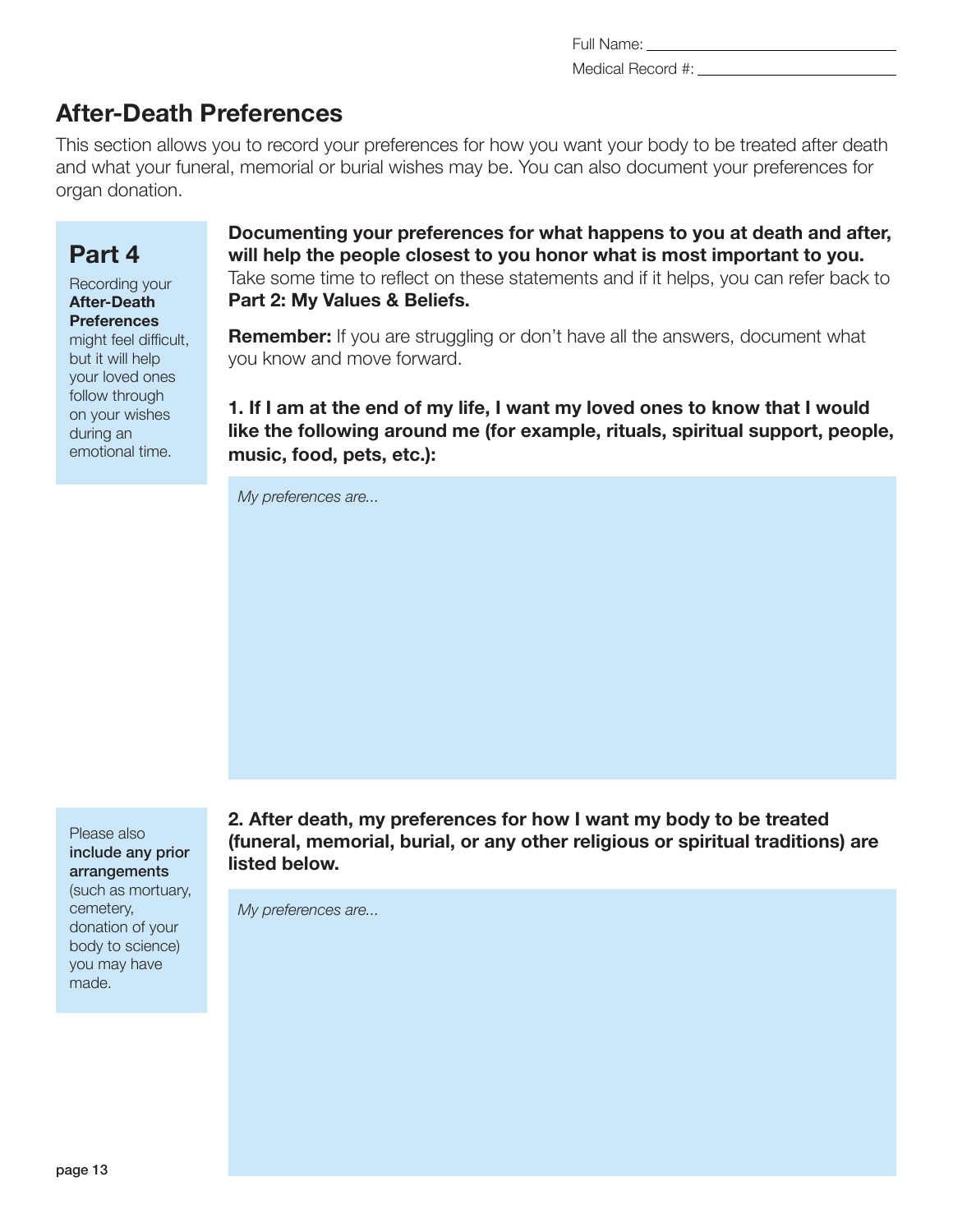Full Name: ____________________

Medical Record #: ____________________

# After-Death Preferences

This section allows you to record your preferences for how you want your body to be treated after death and what your funeral, memorial or burial wishes may be. You can also document your preferences for organ donation.

## Part 4

Recording your **After-Death Preferences** might feel difficult, but it will help your loved ones follow through on your wishes during an emotional time.

**Documenting your preferences for what happens to you at death and after, will help the people closest to you honor what is most important to you.** Take some time to reflect on these statements and if it helps, you can refer back to **Part 2: My Values & Beliefs.**

**Remember:** If you are struggling or don't have all the answers, document what you know and move forward.

**1. If I am at the end of my life, I want my loved ones to know that I would like the following around me (for example, rituals, spiritual support, people, music, food, pets, etc.):**

*My preferences are...*

Please also **include any prior arrangements** (such as mortuary, cemetery, donation of your body to science) you may have made.

**2. After death, my preferences for how I want my body to be treated (funeral, memorial, burial, or any other religious or spiritual traditions) are listed below.**

*My preferences are...*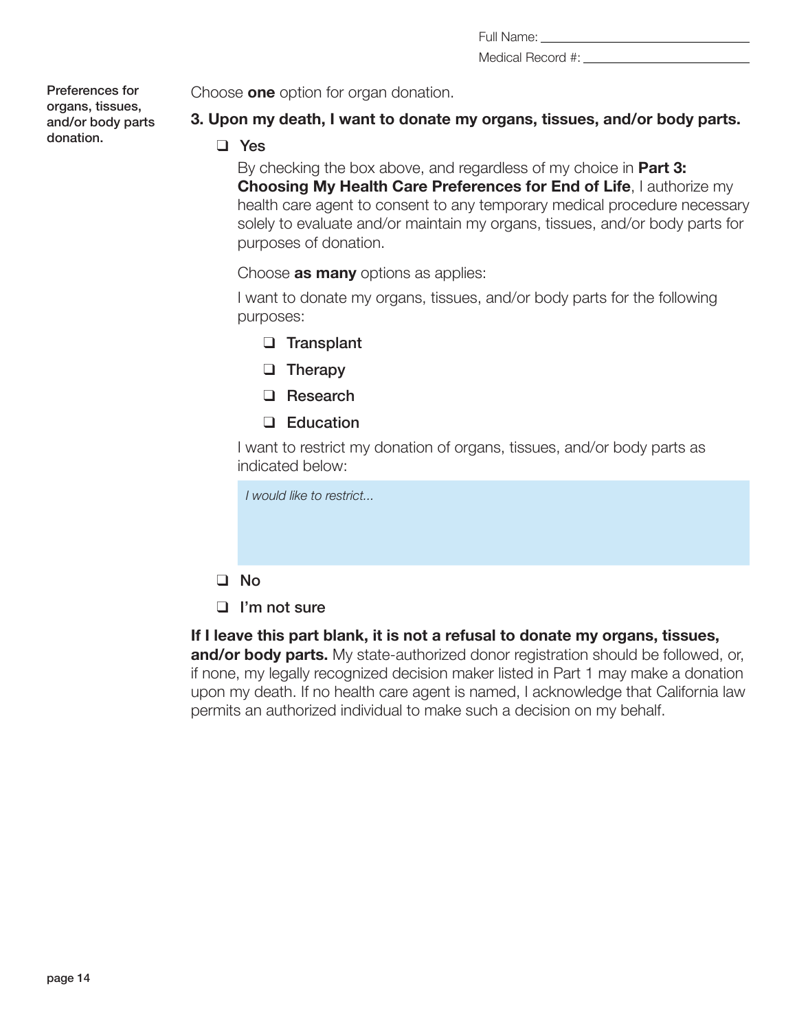Full Name: ______________________________

Medical Record #: ______________________________

**Preferences for organs, tissues, and/or body parts donation.**

Choose **one** option for organ donation.

### 3. Upon my death, I want to donate my organs, tissues, and/or body parts.

- ❑ Yes

  By checking the box above, and regardless of my choice in **Part 3: Choosing My Health Care Preferences for End of Life**, I authorize my health care agent to consent to any temporary medical procedure necessary solely to evaluate and/or maintain my organs, tissues, and/or body parts for purposes of donation.

  Choose **as many** options as applies:

  I want to donate my organs, tissues, and/or body parts for the following purposes:

  - ❑ Transplant
  - ❑ Therapy
  - ❑ Research
  - ❑ Education

  I want to restrict my donation of organs, tissues, and/or body parts as indicated below:

  *I would like to restrict...*

- ❑ No
- ❑ I'm not sure

**If I leave this part blank, it is not a refusal to donate my organs, tissues, and/or body parts.** My state-authorized donor registration should be followed, or, if none, my legally recognized decision maker listed in Part 1 may make a donation upon my death. If no health care agent is named, I acknowledge that California law permits an authorized individual to make such a decision on my behalf.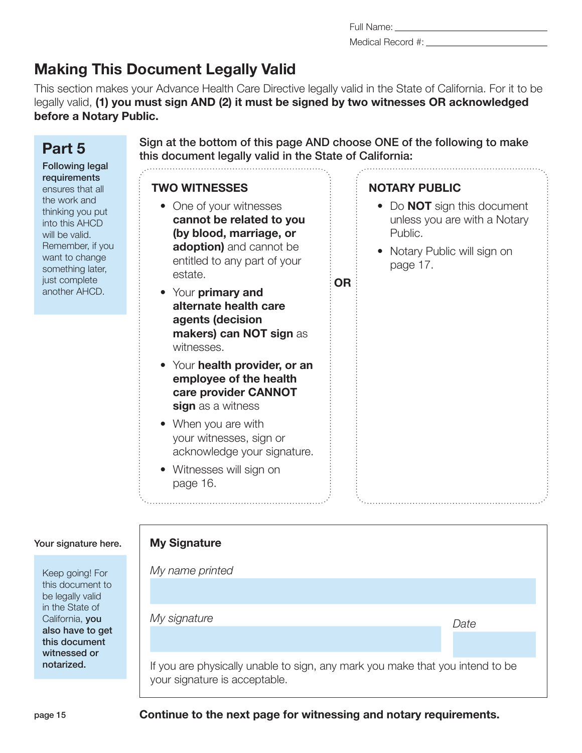Full Name: ______________________

Medical Record #: ______________________

# Making This Document Legally Valid

This section makes your Advance Health Care Directive legally valid in the State of California. For it to be legally valid, **(1) you must sign AND (2) it must be signed by two witnesses OR acknowledged before a Notary Public.**

## Part 5

**Following legal requirements** ensures that all the work and thinking you put into this AHCD will be valid. Remember, if you want to change something later, just complete another AHCD.

**Sign at the bottom of this page AND choose ONE of the following to make this document legally valid in the State of California:**

### TWO WITNESSES

- One of your witnesses **cannot be related to you (by blood, marriage, or adoption)** and cannot be entitled to any part of your estate.
- Your **primary and alternate health care agents (decision makers) can NOT sign** as witnesses.
- Your **health provider, or an employee of the health care provider CANNOT sign** as a witness
- When you are with your witnesses, sign or acknowledge your signature.
- Witnesses will sign on page 16.

**OR**

### NOTARY PUBLIC

- Do **NOT** sign this document unless you are with a Notary Public.
- Notary Public will sign on page 17.

Your signature here.

Keep going! For this document to be legally valid in the State of California, **you also have to get this document witnessed or notarized.**

### My Signature

*My name printed*

______________________

*My signature* ______________________ *Date* ______________

If you are physically unable to sign, any mark you make that you intend to be your signature is acceptable.

**Continue to the next page for witnessing and notary requirements.**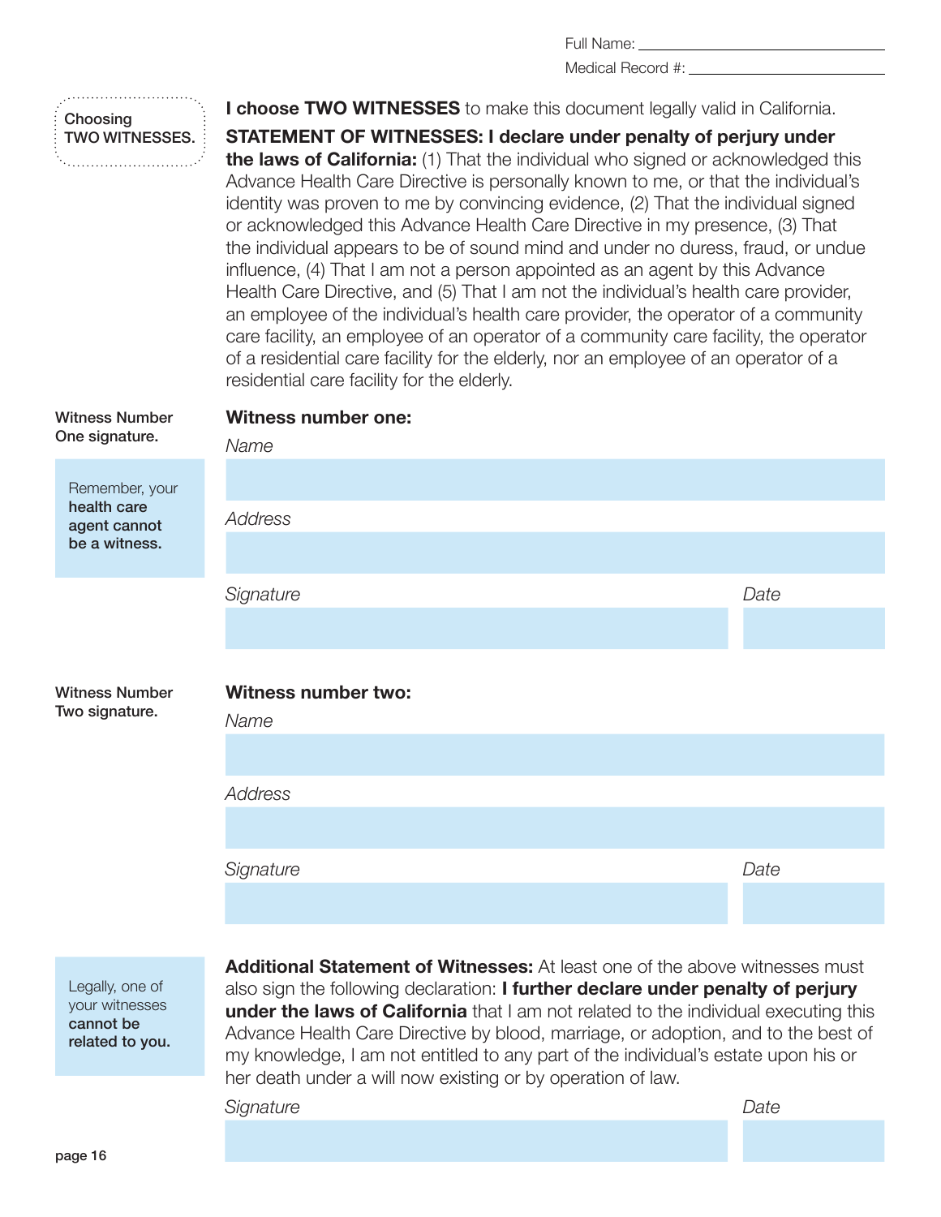Full Name: ____________________

Medical Record #: ____________________

**Choosing TWO WITNESSES.**

**I choose TWO WITNESSES** to make this document legally valid in California.

**STATEMENT OF WITNESSES: I declare under penalty of perjury under the laws of California:** (1) That the individual who signed or acknowledged this Advance Health Care Directive is personally known to me, or that the individual's identity was proven to me by convincing evidence, (2) That the individual signed or acknowledged this Advance Health Care Directive in my presence, (3) That the individual appears to be of sound mind and under no duress, fraud, or undue influence, (4) That I am not a person appointed as an agent by this Advance Health Care Directive, and (5) That I am not the individual's health care provider, an employee of the individual's health care provider, the operator of a community care facility, an employee of an operator of a community care facility, the operator of a residential care facility for the elderly, nor an employee of an operator of a residential care facility for the elderly.

Witness Number One signature.

Remember, your **health care agent cannot be a witness.**

**Witness number one:**

*Name*

____________________

*Address*

____________________

*Signature* ____________________ *Date* ____________

Witness Number Two signature.

**Witness number two:**

*Name*

____________________

*Address*

____________________

*Signature* ____________________ *Date* ____________

Legally, one of your witnesses **cannot be related to you.**

**Additional Statement of Witnesses:** At least one of the above witnesses must also sign the following declaration: **I further declare under penalty of perjury under the laws of California** that I am not related to the individual executing this Advance Health Care Directive by blood, marriage, or adoption, and to the best of my knowledge, I am not entitled to any part of the individual's estate upon his or her death under a will now existing or by operation of law.

*Signature* ____________________ *Date* ____________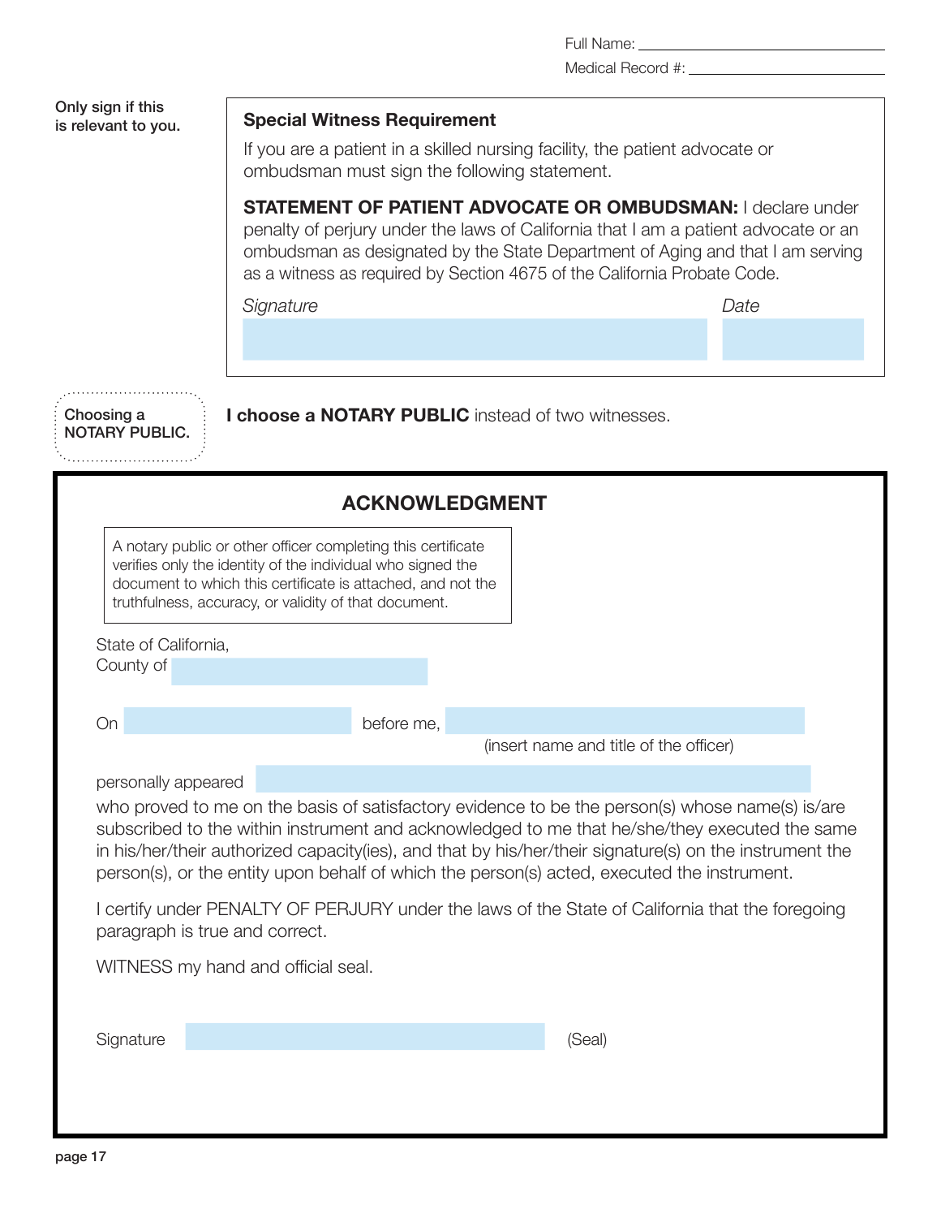Full Name: ____________________

Medical Record #: ____________________

**Only sign if this is relevant to you.**

### Special Witness Requirement

If you are a patient in a skilled nursing facility, the patient advocate or ombudsman must sign the following statement.

**STATEMENT OF PATIENT ADVOCATE OR OMBUDSMAN:** I declare under penalty of perjury under the laws of California that I am a patient advocate or an ombudsman as designated by the State Department of Aging and that I am serving as a witness as required by Section 4675 of the California Probate Code.

*Signature* ____________________ *Date* ____________________

**Choosing a NOTARY PUBLIC.**

**I choose a NOTARY PUBLIC** instead of two witnesses.

## ACKNOWLEDGMENT

A notary public or other officer completing this certificate verifies only the identity of the individual who signed the document to which this certificate is attached, and not the truthfulness, accuracy, or validity of that document.

State of California,
County of ____________________

On ____________________ before me, ____________________
(insert name and title of the officer)

personally appeared ____________________

who proved to me on the basis of satisfactory evidence to be the person(s) whose name(s) is/are subscribed to the within instrument and acknowledged to me that he/she/they executed the same in his/her/their authorized capacity(ies), and that by his/her/their signature(s) on the instrument the person(s), or the entity upon behalf of which the person(s) acted, executed the instrument.

I certify under PENALTY OF PERJURY under the laws of the State of California that the foregoing paragraph is true and correct.

WITNESS my hand and official seal.

Signature ____________________ (Seal)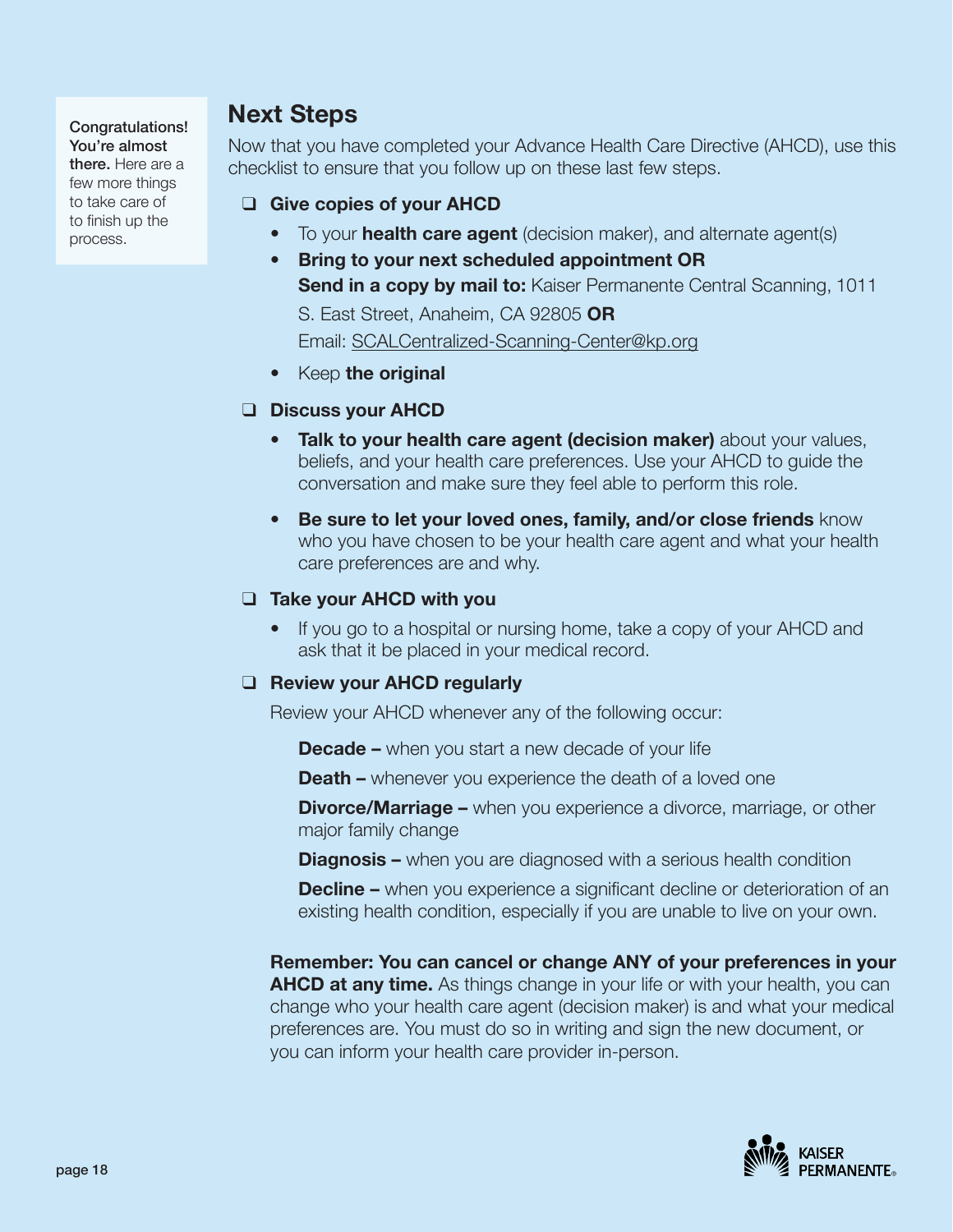**Congratulations! You're almost there.** Here are a few more things to take care of to finish up the process.

## Next Steps

Now that you have completed your Advance Health Care Directive (AHCD), use this checklist to ensure that you follow up on these last few steps.

- ❑ **Give copies of your AHCD**
  - To your **health care agent** (decision maker), and alternate agent(s)
  - **Bring to your next scheduled appointment OR**
    **Send in a copy by mail to:** Kaiser Permanente Central Scanning, 1011 S. East Street, Anaheim, CA 92805 **OR**
    Email: SCALCentralized-Scanning-Center@kp.org
  - Keep **the original**

- ❑ **Discuss your AHCD**
  - **Talk to your health care agent (decision maker)** about your values, beliefs, and your health care preferences. Use your AHCD to guide the conversation and make sure they feel able to perform this role.
  - **Be sure to let your loved ones, family, and/or close friends** know who you have chosen to be your health care agent and what your health care preferences are and why.

- ❑ **Take your AHCD with you**
  - If you go to a hospital or nursing home, take a copy of your AHCD and ask that it be placed in your medical record.

- ❑ **Review your AHCD regularly**

  Review your AHCD whenever any of the following occur:

  **Decade –** when you start a new decade of your life

  **Death –** whenever you experience the death of a loved one

  **Divorce/Marriage –** when you experience a divorce, marriage, or other major family change

  **Diagnosis –** when you are diagnosed with a serious health condition

  **Decline –** when you experience a significant decline or deterioration of an existing health condition, especially if you are unable to live on your own.

**Remember: You can cancel or change ANY of your preferences in your AHCD at any time.** As things change in your life or with your health, you can change who your health care agent (decision maker) is and what your medical preferences are. You must do so in writing and sign the new document, or you can inform your health care provider in-person.

KAISER PERMANENTE®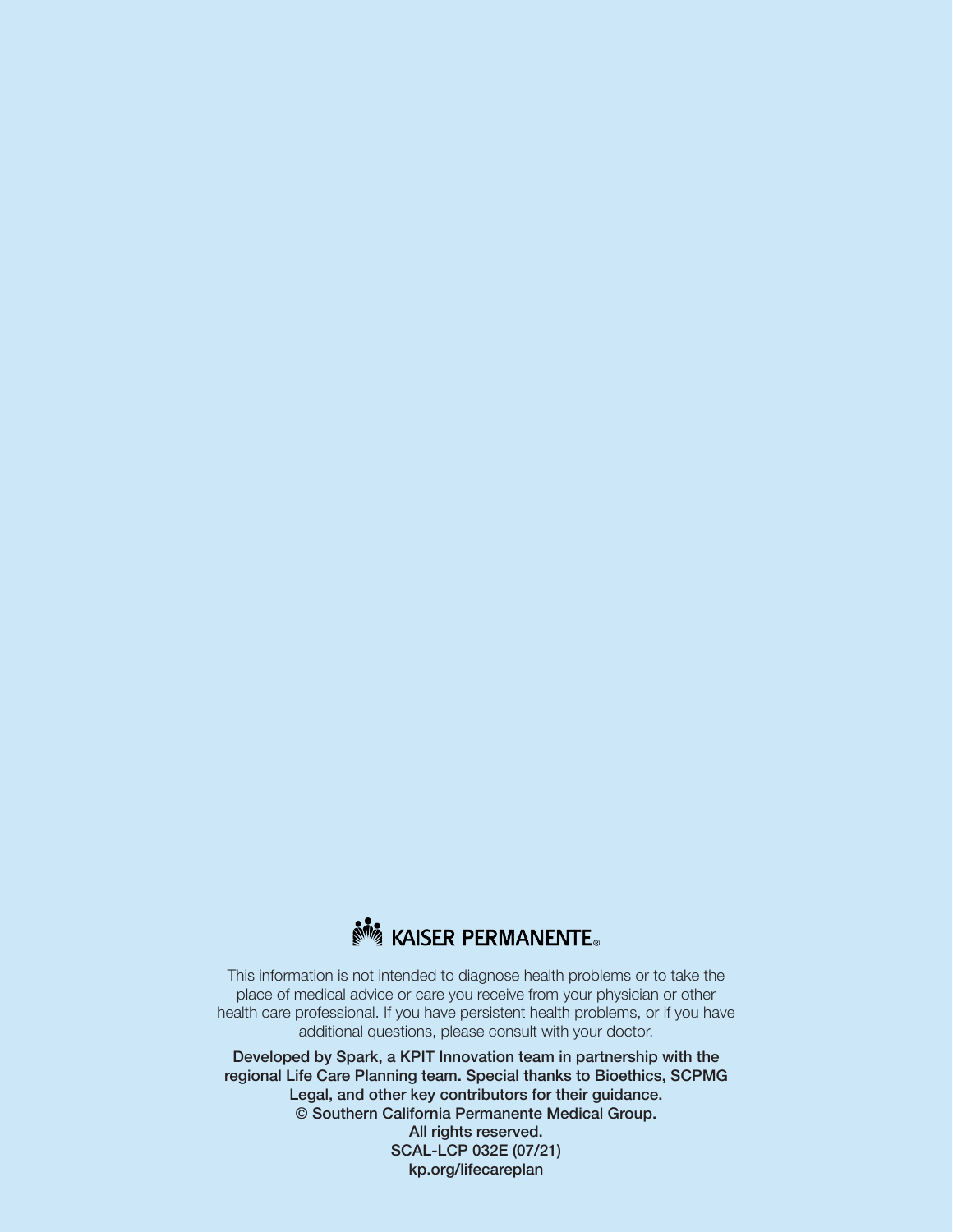KAISER PERMANENTE®

This information is not intended to diagnose health problems or to take the place of medical advice or care you receive from your physician or other health care professional. If you have persistent health problems, or if you have additional questions, please consult with your doctor.

**Developed by Spark, a KPIT Innovation team in partnership with the regional Life Care Planning team. Special thanks to Bioethics, SCPMG Legal, and other key contributors for their guidance.**
**© Southern California Permanente Medical Group.**
**All rights reserved.**
**SCAL-LCP 032E (07/21)**
**kp.org/lifecareplan**